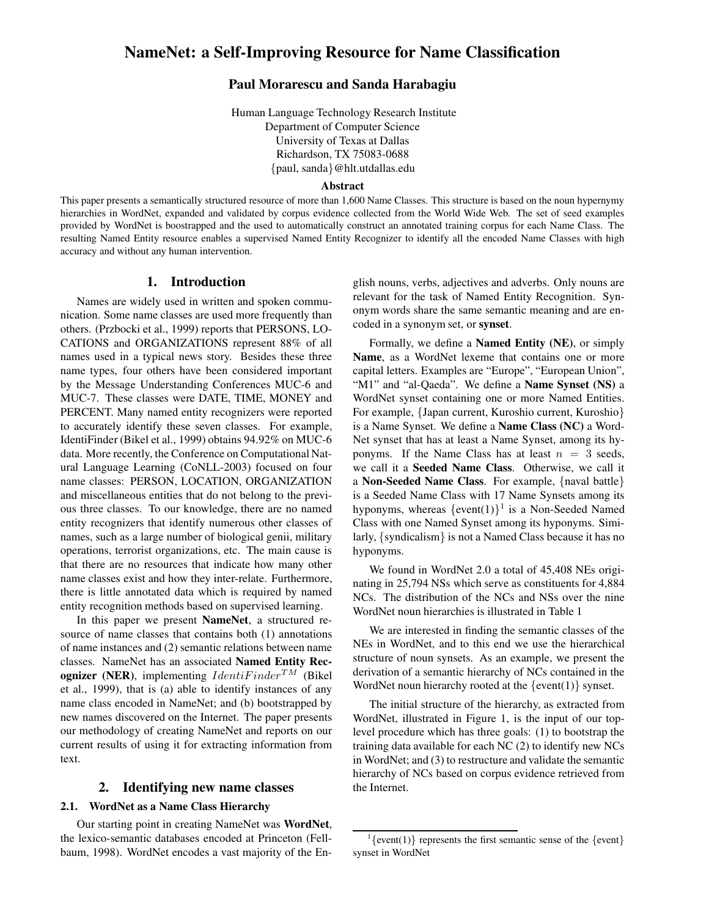# NameNet: a Self-Improving Resource for Name Classification

**Paul Morarescu and Sanda Harabagiu**

Human Language Technology Research Institute
Department of Computer Science
University of Texas at Dallas
Richardson, TX 75083-0688
{paul, sanda}@hlt.utdallas.edu

## Abstract

This paper presents a semantically structured resource of more than 1,600 Name Classes. This structure is based on the noun hypernymy hierarchies in WordNet, expanded and validated by corpus evidence collected from the World Wide Web. The set of seed examples provided by WordNet is boostrapped and the used to automatically construct an annotated training corpus for each Name Class. The resulting Named Entity resource enables a supervised Named Entity Recognizer to identify all the encoded Name Classes with high accuracy and without any human intervention.

## 1. Introduction

Names are widely used in written and spoken communication. Some name classes are used more frequently than others. (Przbocki et al., 1999) reports that PERSONS, LOCATIONS and ORGANIZATIONS represent 88% of all names used in a typical news story. Besides these three name types, four others have been considered important by the Message Understanding Conferences MUC-6 and MUC-7. These classes were DATE, TIME, MONEY and PERCENT. Many named entity recognizers were reported to accurately identify these seven classes. For example, IdentiFinder (Bikel et al., 1999) obtains 94.92% on MUC-6 data. More recently, the Conference on Computational Natural Language Learning (CoNLL-2003) focused on four name classes: PERSON, LOCATION, ORGANIZATION and miscellaneous entities that do not belong to the previous three classes. To our knowledge, there are no named entity recognizers that identify numerous other classes of names, such as a large number of biological genii, military operations, terrorist organizations, etc. The main cause is that there are no resources that indicate how many other name classes exist and how they inter-relate. Furthermore, there is little annotated data which is required by named entity recognition methods based on supervised learning.

In this paper we present **NameNet**, a structured resource of name classes that contains both (1) annotations of name instances and (2) semantic relations between name classes. NameNet has an associated **Named Entity Recognizer (NER)**, implementing $IdentiFinder^{TM}$ (Bikel et al., 1999), that is (a) able to identify instances of any name class encoded in NameNet; and (b) bootstrapped by new names discovered on the Internet. The paper presents our methodology of creating NameNet and reports on our current results of using it for extracting information from text.

## 2. Identifying new name classes

### 2.1. WordNet as a Name Class Hierarchy

Our starting point in creating NameNet was **WordNet**, the lexico-semantic databases encoded at Princeton (Fellbaum, 1998). WordNet encodes a vast majority of the English nouns, verbs, adjectives and adverbs. Only nouns are relevant for the task of Named Entity Recognition. Synonym words share the same semantic meaning and are encoded in a synonym set, or **synset**.

Formally, we define a **Named Entity (NE)**, or simply **Name**, as a WordNet lexeme that contains one or more capital letters. Examples are "Europe", "European Union", "M1" and "al-Qaeda". We define a **Name Synset (NS)** a WordNet synset containing one or more Named Entities. For example, {Japan current, Kuroshio current, Kuroshio} is a Name Synset. We define a **Name Class (NC)** a WordNet synset that has at least a Name Synset, among its hyponyms. If the Name Class has at least $n = 3$ seeds, we call it a **Seeded Name Class**. Otherwise, we call it a **Non-Seeded Name Class**. For example, {naval battle} is a Seeded Name Class with 17 Name Synsets among its hyponyms, whereas {event(1)}[1] is a Non-Seeded Named Class with one Named Synset among its hyponyms. Similarly, {syndicalism} is not a Named Class because it has no hyponyms.

We found in WordNet 2.0 a total of 45,408 NEs originating in 25,794 NSs which serve as constituents for 4,884 NCs. The distribution of the NCs and NSs over the nine WordNet noun hierarchies is illustrated in Table 1

We are interested in finding the semantic classes of the NEs in WordNet, and to this end we use the hierarchical structure of noun synsets. As an example, we present the derivation of a semantic hierarchy of NCs contained in the WordNet noun hierarchy rooted at the {event(1)} synset.

The initial structure of the hierarchy, as extracted from WordNet, illustrated in Figure 1, is the input of our top-level procedure which has three goals: (1) to bootstrap the training data available for each NC (2) to identify new NCs in WordNet; and (3) to restructure and validate the semantic hierarchy of NCs based on corpus evidence retrieved from the Internet.

[1] {event(1)} represents the first semantic sense of the {event} synset in WordNet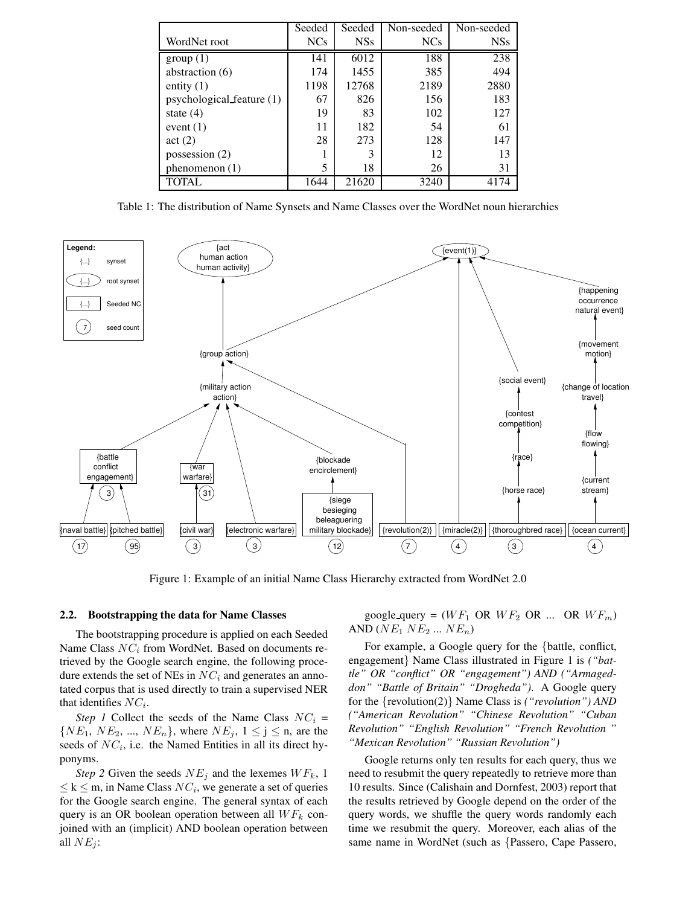| WordNet root | Seeded NCs | Seeded NSs | Non-seeded NCs | Non-seeded NSs |
|---|---|---|---|---|
| group (1) | 141 | 6012 | 188 | 238 |
| abstraction (6) | 174 | 1455 | 385 | 494 |
| entity (1) | 1198 | 12768 | 2189 | 2880 |
| psychological_feature (1) | 67 | 826 | 156 | 183 |
| state (4) | 19 | 83 | 102 | 127 |
| event (1) | 11 | 182 | 54 | 61 |
| act (2) | 28 | 273 | 128 | 147 |
| possession (2) | 1 | 3 | 12 | 13 |
| phenomenon (1) | 5 | 18 | 26 | 31 |
| TOTAL | 1644 | 21620 | 3240 | 4174 |

Table 1: The distribution of Name Synsets and Name Classes over the WordNet noun hierarchies

Figure 1: Example of an initial Name Class Hierarchy extracted from WordNet 2.0

### 2.2. Bootstrapping the data for Name Classes

The bootstrapping procedure is applied on each Seeded Name Class $NC_i$ from WordNet. Based on documents retrieved by the Google search engine, the following procedure extends the set of NEs in $NC_i$ and generates an annotated corpus that is used directly to train a supervised NER that identifies $NC_i$.

*Step 1* Collect the seeds of the Name Class $NC_i$ = $\{NE_1, NE_2, ..., NE_n\}$, where $NE_j$, $1 \leq j \leq n$, are the seeds of $NC_i$, i.e. the Named Entities in all its direct hyponyms.

*Step 2* Given the seeds $NE_j$ and the lexemes $WF_k$, $1 \leq k \leq m$, in Name Class $NC_i$, we generate a set of queries for the Google search engine. The general syntax of each query is an OR boolean operation between all $WF_k$ conjoined with an (implicit) AND boolean operation between all $NE_j$:

google_query = ($WF_1$ OR $WF_2$ OR ... OR $WF_m$) AND ($NE_1$ $NE_2$ ... $NE_n$)

For example, a Google query for the {battle, conflict, engagement} Name Class illustrated in Figure 1 is *("battle" OR "conflict" OR "engagement") AND ("Armageddon" "Battle of Britain" "Drogheda")*. A Google query for the {revolution(2)} Name Class is *("revolution") AND ("American Revolution" "Chinese Revolution" "Cuban Revolution" "English Revolution" "French Revolution " "Mexican Revolution" "Russian Revolution")*

Google returns only ten results for each query, thus we need to resubmit the query repeatedly to retrieve more than 10 results. Since (Calishain and Dornfest, 2003) report that the results retrieved by Google depend on the order of the query words, we shuffle the query words randomly each time we resubmit the query. Moreover, each alias of the same name in WordNet (such as {Passero, Cape Passero,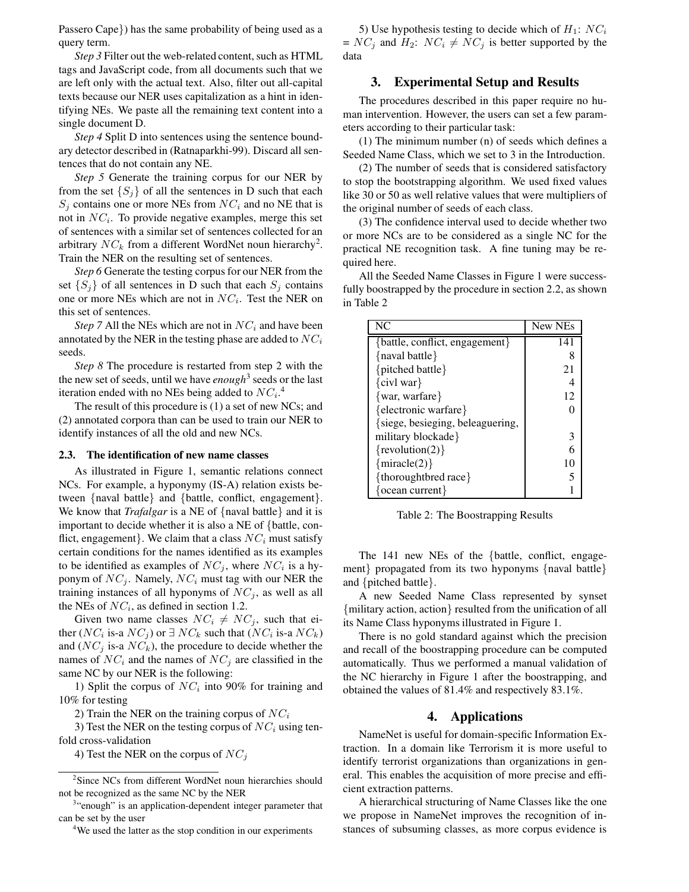Passero Cape}) has the same probability of being used as a query term.

*Step 3* Filter out the web-related content, such as HTML tags and JavaScript code, from all documents such that we are left only with the actual text. Also, filter out all-capital texts because our NER uses capitalization as a hint in identifying NEs. We paste all the remaining text content into a single document D.

*Step 4* Split D into sentences using the sentence boundary detector described in (Ratnaparkhi-99). Discard all sentences that do not contain any NE.

*Step 5* Generate the training corpus for our NER by from the set $\{S_j\}$ of all the sentences in D such that each $S_j$ contains one or more NEs from $NC_i$ and no NE that is not in $NC_i$. To provide negative examples, merge this set of sentences with a similar set of sentences collected for an arbitrary $NC_k$ from a different WordNet noun hierarchy[2]. Train the NER on the resulting set of sentences.

*Step 6* Generate the testing corpus for our NER from the set $\{S_j\}$ of all sentences in D such that each $S_j$ contains one or more NEs which are not in $NC_i$. Test the NER on this set of sentences.

*Step 7* All the NEs which are not in $NC_i$ and have been annotated by the NER in the testing phase are added to $NC_i$ seeds.

*Step 8* The procedure is restarted from step 2 with the the new set of seeds, until we have ***enough***[3] seeds or the last iteration ended with no NEs being added to $NC_i$.[4]

The result of this procedure is (1) a set of new NCs; and (2) annotated corpora than can be used to train our NER to identify instances of all the old and new NCs.

### 2.3. The identification of new name classes

As illustrated in Figure 1, semantic relations connect NCs. For example, a hyponymy (IS-A) relation exists between {naval battle} and {battle, conflict, engagement}. We know that *Trafalgar* is a NE of {naval battle} and it is important to decide whether it is also a NE of {battle, conflict, engagement}. We claim that a class $NC_i$ must satisfy certain conditions for the names identified as its examples to be identified as examples of $NC_j$, where $NC_i$ is a hyponym of $NC_j$. Namely, $NC_i$ must tag with our NER the training instances of all hyponyms of $NC_j$, as well as all the NEs of $NC_i$, as defined in section 1.2.

Given two name classes $NC_i \neq NC_j$, such that either ($NC_i$ is-a $NC_j$) or $\exists\ NC_k$ such that ($NC_i$ is-a $NC_k$) and ($NC_j$ is-a $NC_k$), the procedure to decide whether the names of $NC_i$ and the names of $NC_j$ are classified in the same NC by our NER is the following:

1) Split the corpus of $NC_i$ into 90% for training and 10% for testing

2) Train the NER on the training corpus of $NC_i$

3) Test the NER on the testing corpus of $NC_i$ using ten-fold cross-validation

4) Test the NER on the corpus of $NC_j$

5) Use hypothesis testing to decide which of $H_1$: $NC_i = NC_j$ and $H_2$: $NC_i \neq NC_j$ is better supported by the data

## 3. Experimental Setup and Results

The procedures described in this paper require no human intervention. However, the users can set a few parameters according to their particular task:

(1) The minimum number (n) of seeds which defines a Seeded Name Class, which we set to 3 in the Introduction.

(2) The number of seeds that is considered satisfactory to stop the bootstrapping algorithm. We used fixed values like 30 or 50 as well relative values that were multipliers of the original number of seeds of each class.

(3) The confidence interval used to decide whether two or more NCs are to be considered as a single NC for the practical NE recognition task. A fine tuning may be required here.

All the Seeded Name Classes in Figure 1 were successfully boostrapped by the procedure in section 2.2, as shown in Table 2

| NC | New NEs |
|---|---|
| {battle, conflict, engagement} | 141 |
| {naval battle} | 8 |
| {pitched battle} | 21 |
| {civl war} | 4 |
| {war, warfare} | 12 |
| {electronic warfare} | 0 |
| {siege, besieging, beleaguering, military blockade} | 3 |
| {revolution(2)} | 6 |
| {miracle(2)} | 10 |
| {thoroughtbred race} | 5 |
| {ocean current} | 1 |

Table 2: The Boostrapping Results

The 141 new NEs of the {battle, conflict, engagement} propagated from its two hyponyms {naval battle} and {pitched battle}.

A new Seeded Name Class represented by synset {military action, action} resulted from the unification of all its Name Class hyponyms illustrated in Figure 1.

There is no gold standard against which the precision and recall of the boostrapping procedure can be computed automatically. Thus we performed a manual validation of the NC hierarchy in Figure 1 after the boostrapping, and obtained the values of 81.4% and respectively 83.1%.

## 4. Applications

NameNet is useful for domain-specific Information Extraction. In a domain like Terrorism it is more useful to identify terrorist organizations than organizations in general. This enables the acquisition of more precise and efficient extraction patterns.

A hierarchical structuring of Name Classes like the one we propose in NameNet improves the recognition of instances of subsuming classes, as more corpus evidence is

---

[2] Since NCs from different WordNet noun hierarchies should not be recognized as the same NC by the NER

[3] "enough" is an application-dependent integer parameter that can be set by the user

[4] We used the latter as the stop condition in our experiments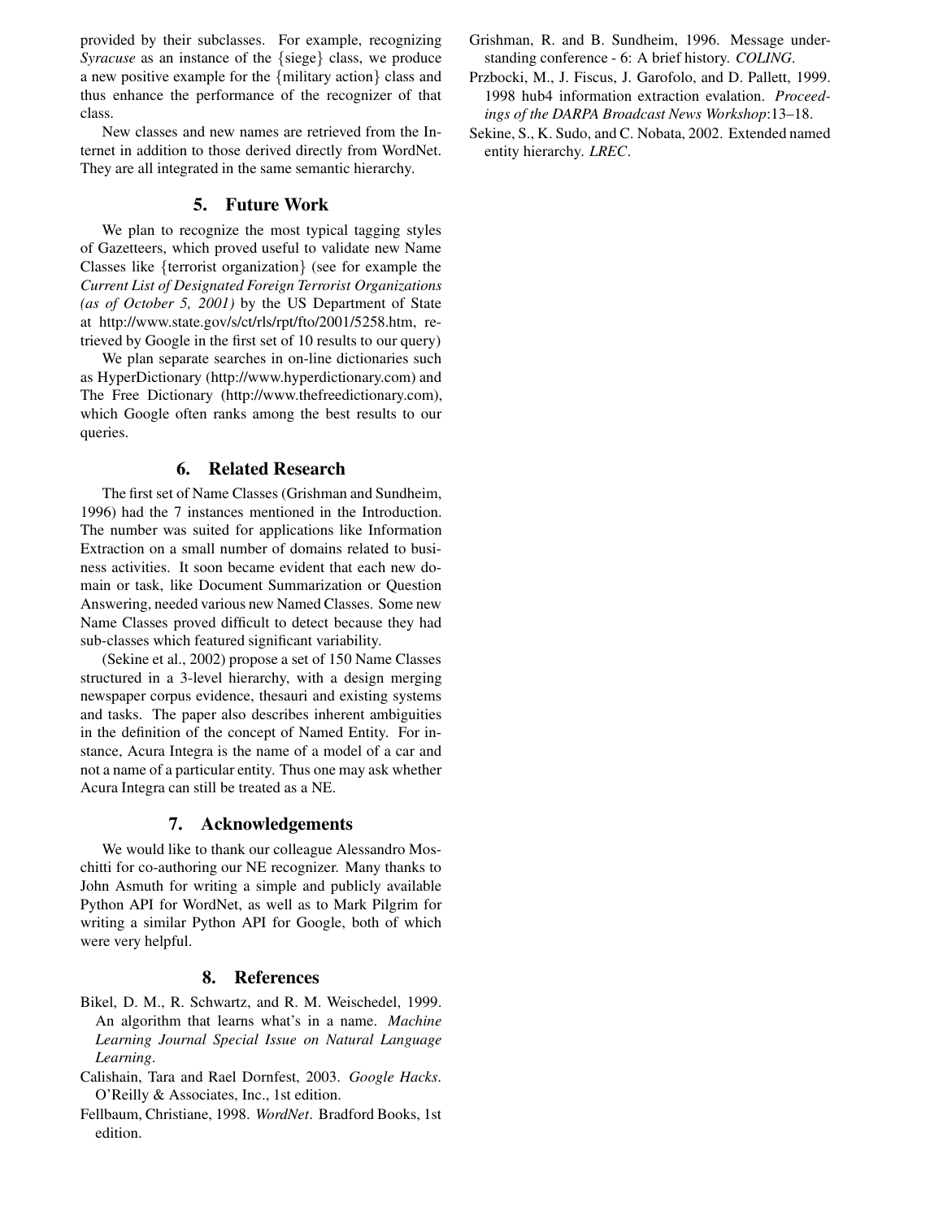provided by their subclasses. For example, recognizing *Syracuse* as an instance of the {siege} class, we produce a new positive example for the {military action} class and thus enhance the performance of the recognizer of that class.

New classes and new names are retrieved from the Internet in addition to those derived directly from WordNet. They are all integrated in the same semantic hierarchy.

## 5. Future Work

We plan to recognize the most typical tagging styles of Gazetteers, which proved useful to validate new Name Classes like {terrorist organization} (see for example the *Current List of Designated Foreign Terrorist Organizations (as of October 5, 2001)* by the US Department of State at http://www.state.gov/s/ct/rls/rpt/fto/2001/5258.htm, retrieved by Google in the first set of 10 results to our query)

We plan separate searches in on-line dictionaries such as HyperDictionary (http://www.hyperdictionary.com) and The Free Dictionary (http://www.thefreedictionary.com), which Google often ranks among the best results to our queries.

## 6. Related Research

The first set of Name Classes (Grishman and Sundheim, 1996) had the 7 instances mentioned in the Introduction. The number was suited for applications like Information Extraction on a small number of domains related to business activities. It soon became evident that each new domain or task, like Document Summarization or Question Answering, needed various new Named Classes. Some new Name Classes proved difficult to detect because they had sub-classes which featured significant variability.

(Sekine et al., 2002) propose a set of 150 Name Classes structured in a 3-level hierarchy, with a design merging newspaper corpus evidence, thesauri and existing systems and tasks. The paper also describes inherent ambiguities in the definition of the concept of Named Entity. For instance, Acura Integra is the name of a model of a car and not a name of a particular entity. Thus one may ask whether Acura Integra can still be treated as a NE.

## 7. Acknowledgements

We would like to thank our colleague Alessandro Moschitti for co-authoring our NE recognizer. Many thanks to John Asmuth for writing a simple and publicly available Python API for WordNet, as well as to Mark Pilgrim for writing a similar Python API for Google, both of which were very helpful.

## 8. References

Bikel, D. M., R. Schwartz, and R. M. Weischedel, 1999. An algorithm that learns what's in a name. *Machine Learning Journal Special Issue on Natural Language Learning*.

Calishain, Tara and Rael Dornfest, 2003. *Google Hacks*. O'Reilly & Associates, Inc., 1st edition.

Fellbaum, Christiane, 1998. *WordNet*. Bradford Books, 1st edition.

Grishman, R. and B. Sundheim, 1996. Message understanding conference - 6: A brief history. *COLING*.

Przbocki, M., J. Fiscus, J. Garofolo, and D. Pallett, 1999. 1998 hub4 information extraction evalation. *Proceedings of the DARPA Broadcast News Workshop*:13–18.

Sekine, S., K. Sudo, and C. Nobata, 2002. Extended named entity hierarchy. *LREC*.